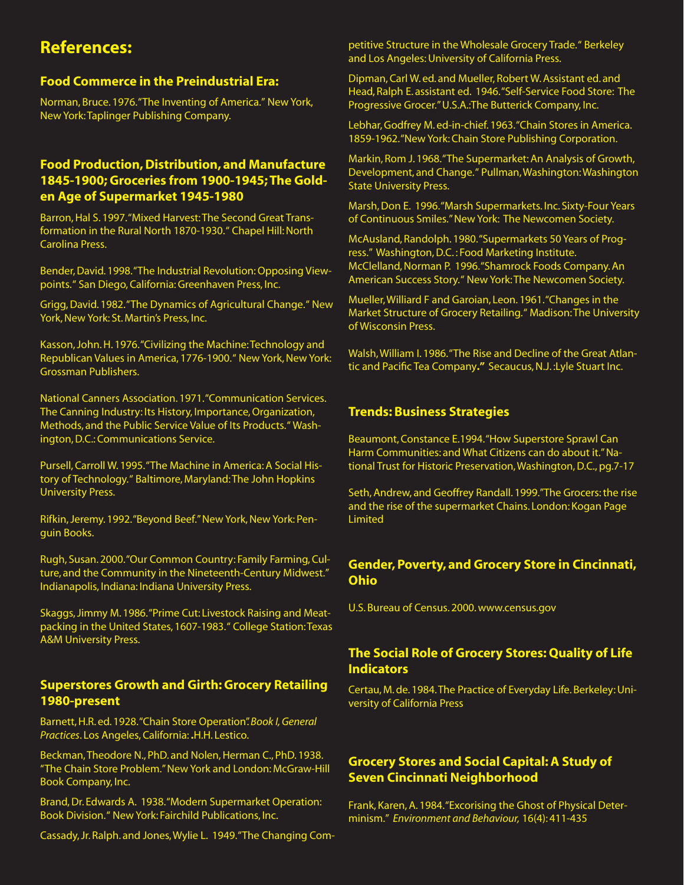# References:

## Food Commerce in the Preindustrial Era:

Norman, Bruce. 1976."The Inventing of America." New York, New York: Taplinger Publishing Company.

## Food Production, Distribution, and Manufacture 1845-1900; Groceries from 1900-1945; The Golden Age of Supermarket 1945-1980

Barron, Hal S. 1997."Mixed Harvest: The Second Great Transformation in the Rural North 1870-1930." Chapel Hill: North Carolina Press.

Bender, David. 1998."The Industrial Revolution: Opposing Viewpoints." San Diego, California: Greenhaven Press, Inc.

Grigg, David. 1982."The Dynamics of Agricultural Change." New York, New York: St. Martin's Press, Inc.

Kasson, John. H. 1976."Civilizing the Machine: Technology and Republican Values in America, 1776-1900." New York, New York: Grossman Publishers.

National Canners Association. 1971."Communication Services. The Canning Industry: Its History, Importance, Organization, Methods, and the Public Service Value of Its Products." Washington, D.C.: Communications Service.

Pursell, Carroll W. 1995."The Machine in America: A Social History of Technology." Baltimore, Maryland: The John Hopkins University Press.

Rifkin, Jeremy. 1992."Beyond Beef." New York, New York: Penguin Books.

Rugh, Susan. 2000."Our Common Country: Family Farming, Culture, and the Community in the Nineteenth-Century Midwest." Indianapolis, Indiana: Indiana University Press.

Skaggs, Jimmy M. 1986."Prime Cut: Livestock Raising and Meatpacking in the United States, 1607-1983." College Station: Texas A&M University Press.

## Superstores Growth and Girth: Grocery Retailing 1980-present

Barnett, H.R. ed. 1928."Chain Store Operation". *Book I, General Practices*. Los Angeles, California: .H.H. Lestico.

Beckman, Theodore N., PhD. and Nolen, Herman C., PhD. 1938. "The Chain Store Problem." New York and London: McGraw-Hill Book Company, Inc.

Brand, Dr. Edwards A. 1938."Modern Supermarket Operation: Book Division." New York: Fairchild Publications, Inc.

Cassady, Jr. Ralph. and Jones, Wylie L. 1949."The Changing Competitive Structure in the Wholesale Grocery Trade." Berkeley and Los Angeles: University of California Press.

Dipman, Carl W. ed. and Mueller, Robert W. Assistant ed. and Head, Ralph E. assistant ed. 1946."Self-Service Food Store: The Progressive Grocer." U.S.A.: The Butterick Company, Inc.

Lebhar, Godfrey M. ed-in-chief. 1963."Chain Stores in America. 1859-1962." New York: Chain Store Publishing Corporation.

Markin, Rom J. 1968."The Supermarket: An Analysis of Growth, Development, and Change." Pullman, Washington: Washington State University Press.

Marsh, Don E. 1996."Marsh Supermarkets. Inc. Sixty-Four Years of Continuous Smiles." New York: The Newcomen Society.

McAusland, Randolph. 1980."Supermarkets 50 Years of Progress." Washington, D.C. : Food Marketing Institute.
McClelland, Norman P. 1996."Shamrock Foods Company. An American Success Story." New York: The Newcomen Society.

Mueller, Williard F and Garoian, Leon. 1961."Changes in the Market Structure of Grocery Retailing." Madison: The University of Wisconsin Press.

Walsh, William I. 1986."The Rise and Decline of the Great Atlantic and Pacific Tea Company." Secaucus, N.J. :Lyle Stuart Inc.

## Trends: Business Strategies

Beaumont, Constance E.1994."How Superstore Sprawl Can Harm Communities: and What Citizens can do about it." National Trust for Historic Preservation, Washington, D.C., pg.7-17

Seth, Andrew, and Geoffrey Randall. 1999."The Grocers: the rise and the rise of the supermarket Chains. London: Kogan Page Limited

## Gender, Poverty, and Grocery Store in Cincinnati, Ohio

U.S. Bureau of Census. 2000. www.census.gov

## The Social Role of Grocery Stores: Quality of Life Indicators

Certau, M. de. 1984. The Practice of Everyday Life. Berkeley: University of California Press

## Grocery Stores and Social Capital: A Study of Seven Cincinnati Neighborhood

Frank, Karen, A. 1984."Excorising the Ghost of Physical Determinism." *Environment and Behaviour,* 16(4): 411-435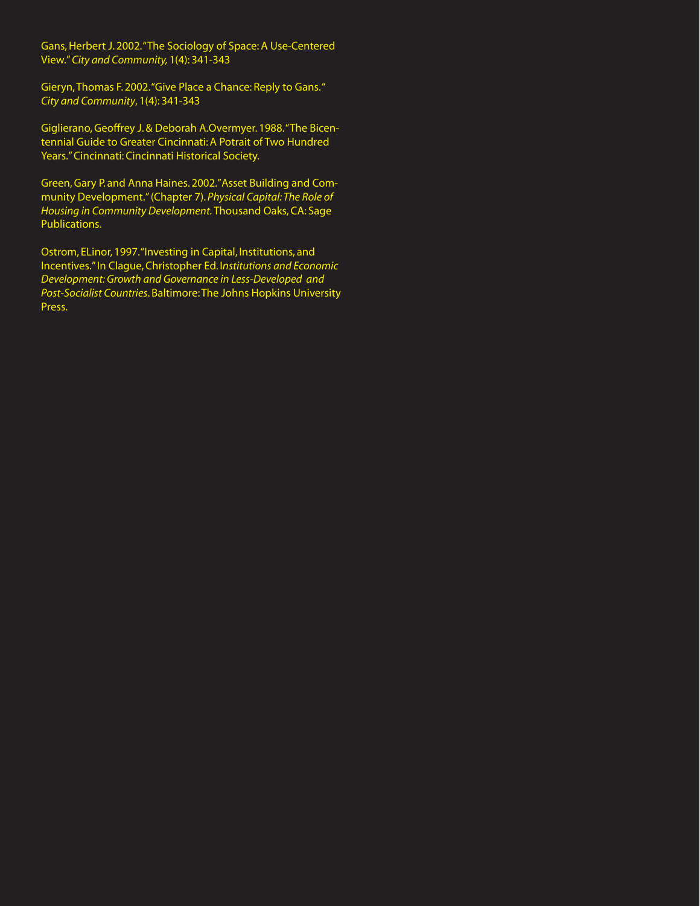Gans, Herbert J. 2002. "The Sociology of Space: A Use-Centered View." *City and Community*, 1(4): 341-343

Gieryn, Thomas F. 2002. "Give Place a Chance: Reply to Gans." *City and Community*, 1(4): 341-343

Giglierano, Geoffrey J. & Deborah A.Overmyer. 1988. "The Bicentennial Guide to Greater Cincinnati: A Potrait of Two Hundred Years." Cincinnati: Cincinnati Historical Society.

Green, Gary P. and Anna Haines. 2002. "Asset Building and Community Development." (Chapter 7). *Physical Capital: The Role of Housing in Community Development.* Thousand Oaks, CA: Sage Publications.

Ostrom, ELinor, 1997. "Investing in Capital, Institutions, and Incentives." In Clague, Christopher Ed. I*nstitutions and Economic Development: Growth and Governance in Less-Developed and Post-Socialist Countries*. Baltimore: The Johns Hopkins University Press.